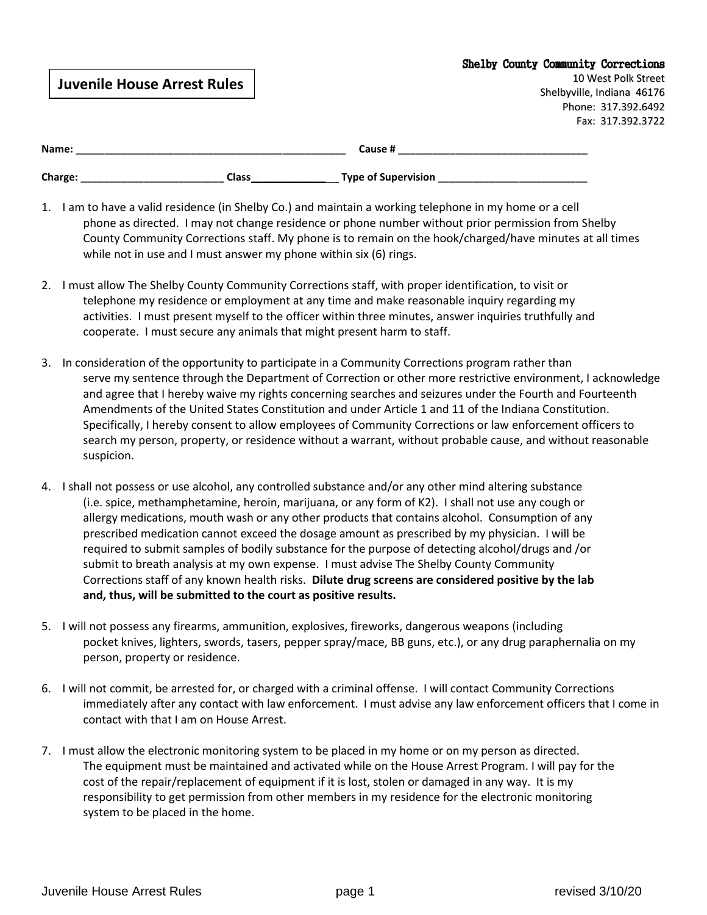**Juvenile House Arrest Rules**

**Shelby County Community Corrections**
10 West Polk Street
Shelbyville, Indiana 46176
Phone: 317.392.6492
Fax: 317.392.3722

**Name:** ________________________________________________ **Cause #** _________________________________

**Charge:** _________________________ **Class**_____________ **Type of Supervision** __________________________

1. I am to have a valid residence (in Shelby Co.) and maintain a working telephone in my home or a cell phone as directed. I may not change residence or phone number without prior permission from Shelby County Community Corrections staff. My phone is to remain on the hook/charged/have minutes at all times while not in use and I must answer my phone within six (6) rings.

2. I must allow The Shelby County Community Corrections staff, with proper identification, to visit or telephone my residence or employment at any time and make reasonable inquiry regarding my activities. I must present myself to the officer within three minutes, answer inquiries truthfully and cooperate. I must secure any animals that might present harm to staff.

3. In consideration of the opportunity to participate in a Community Corrections program rather than serve my sentence through the Department of Correction or other more restrictive environment, I acknowledge and agree that I hereby waive my rights concerning searches and seizures under the Fourth and Fourteenth Amendments of the United States Constitution and under Article 1 and 11 of the Indiana Constitution. Specifically, I hereby consent to allow employees of Community Corrections or law enforcement officers to search my person, property, or residence without a warrant, without probable cause, and without reasonable suspicion.

4. I shall not possess or use alcohol, any controlled substance and/or any other mind altering substance (i.e. spice, methamphetamine, heroin, marijuana, or any form of K2). I shall not use any cough or allergy medications, mouth wash or any other products that contains alcohol. Consumption of any prescribed medication cannot exceed the dosage amount as prescribed by my physician. I will be required to submit samples of bodily substance for the purpose of detecting alcohol/drugs and /or submit to breath analysis at my own expense. I must advise The Shelby County Community Corrections staff of any known health risks. **Dilute drug screens are considered positive by the lab and, thus, will be submitted to the court as positive results.**

5. I will not possess any firearms, ammunition, explosives, fireworks, dangerous weapons (including pocket knives, lighters, swords, tasers, pepper spray/mace, BB guns, etc.), or any drug paraphernalia on my person, property or residence.

6. I will not commit, be arrested for, or charged with a criminal offense. I will contact Community Corrections immediately after any contact with law enforcement. I must advise any law enforcement officers that I come in contact with that I am on House Arrest.

7. I must allow the electronic monitoring system to be placed in my home or on my person as directed. The equipment must be maintained and activated while on the House Arrest Program. I will pay for the cost of the repair/replacement of equipment if it is lost, stolen or damaged in any way. It is my responsibility to get permission from other members in my residence for the electronic monitoring system to be placed in the home.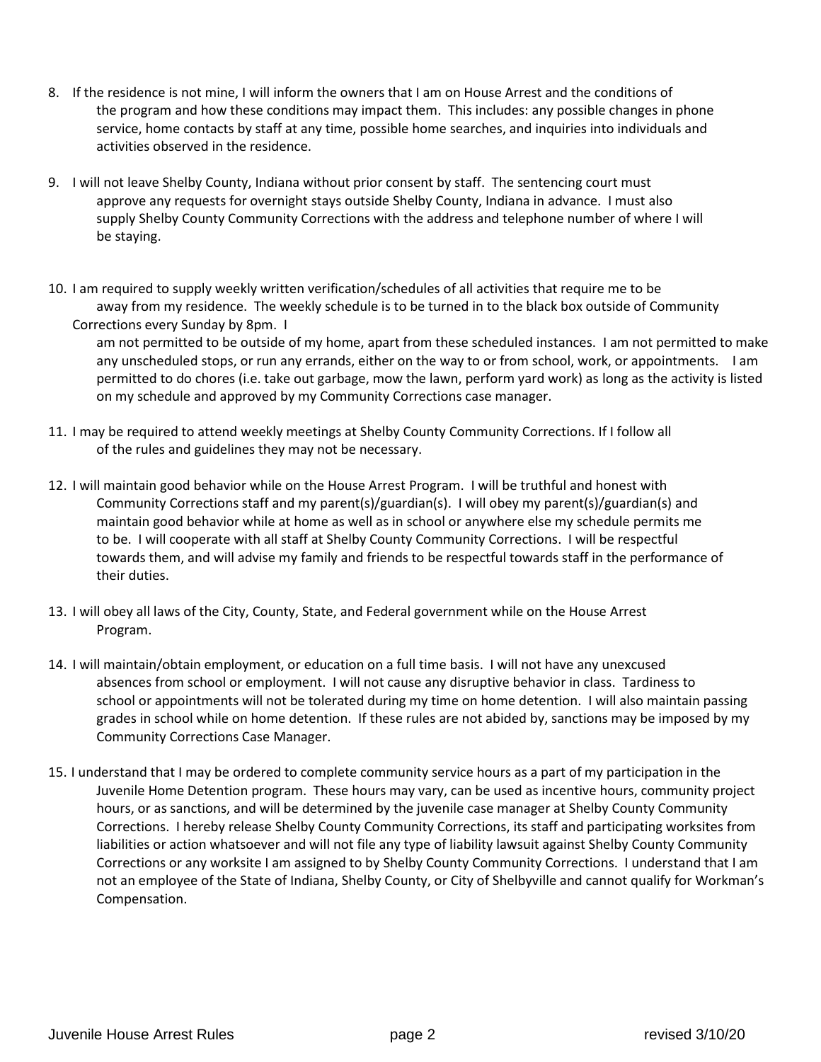8. If the residence is not mine, I will inform the owners that I am on House Arrest and the conditions of the program and how these conditions may impact them. This includes: any possible changes in phone service, home contacts by staff at any time, possible home searches, and inquiries into individuals and activities observed in the residence.

9. I will not leave Shelby County, Indiana without prior consent by staff. The sentencing court must approve any requests for overnight stays outside Shelby County, Indiana in advance. I must also supply Shelby County Community Corrections with the address and telephone number of where I will be staying.

10. I am required to supply weekly written verification/schedules of all activities that require me to be away from my residence. The weekly schedule is to be turned in to the black box outside of Community Corrections every Sunday by 8pm. I am not permitted to be outside of my home, apart from these scheduled instances. I am not permitted to make any unscheduled stops, or run any errands, either on the way to or from school, work, or appointments. I am permitted to do chores (i.e. take out garbage, mow the lawn, perform yard work) as long as the activity is listed on my schedule and approved by my Community Corrections case manager.

11. I may be required to attend weekly meetings at Shelby County Community Corrections. If I follow all of the rules and guidelines they may not be necessary.

12. I will maintain good behavior while on the House Arrest Program. I will be truthful and honest with Community Corrections staff and my parent(s)/guardian(s). I will obey my parent(s)/guardian(s) and maintain good behavior while at home as well as in school or anywhere else my schedule permits me to be. I will cooperate with all staff at Shelby County Community Corrections. I will be respectful towards them, and will advise my family and friends to be respectful towards staff in the performance of their duties.

13. I will obey all laws of the City, County, State, and Federal government while on the House Arrest Program.

14. I will maintain/obtain employment, or education on a full time basis. I will not have any unexcused absences from school or employment. I will not cause any disruptive behavior in class. Tardiness to school or appointments will not be tolerated during my time on home detention. I will also maintain passing grades in school while on home detention. If these rules are not abided by, sanctions may be imposed by my Community Corrections Case Manager.

15. I understand that I may be ordered to complete community service hours as a part of my participation in the Juvenile Home Detention program. These hours may vary, can be used as incentive hours, community project hours, or as sanctions, and will be determined by the juvenile case manager at Shelby County Community Corrections. I hereby release Shelby County Community Corrections, its staff and participating worksites from liabilities or action whatsoever and will not file any type of liability lawsuit against Shelby County Community Corrections or any worksite I am assigned to by Shelby County Community Corrections. I understand that I am not an employee of the State of Indiana, Shelby County, or City of Shelbyville and cannot qualify for Workman's Compensation.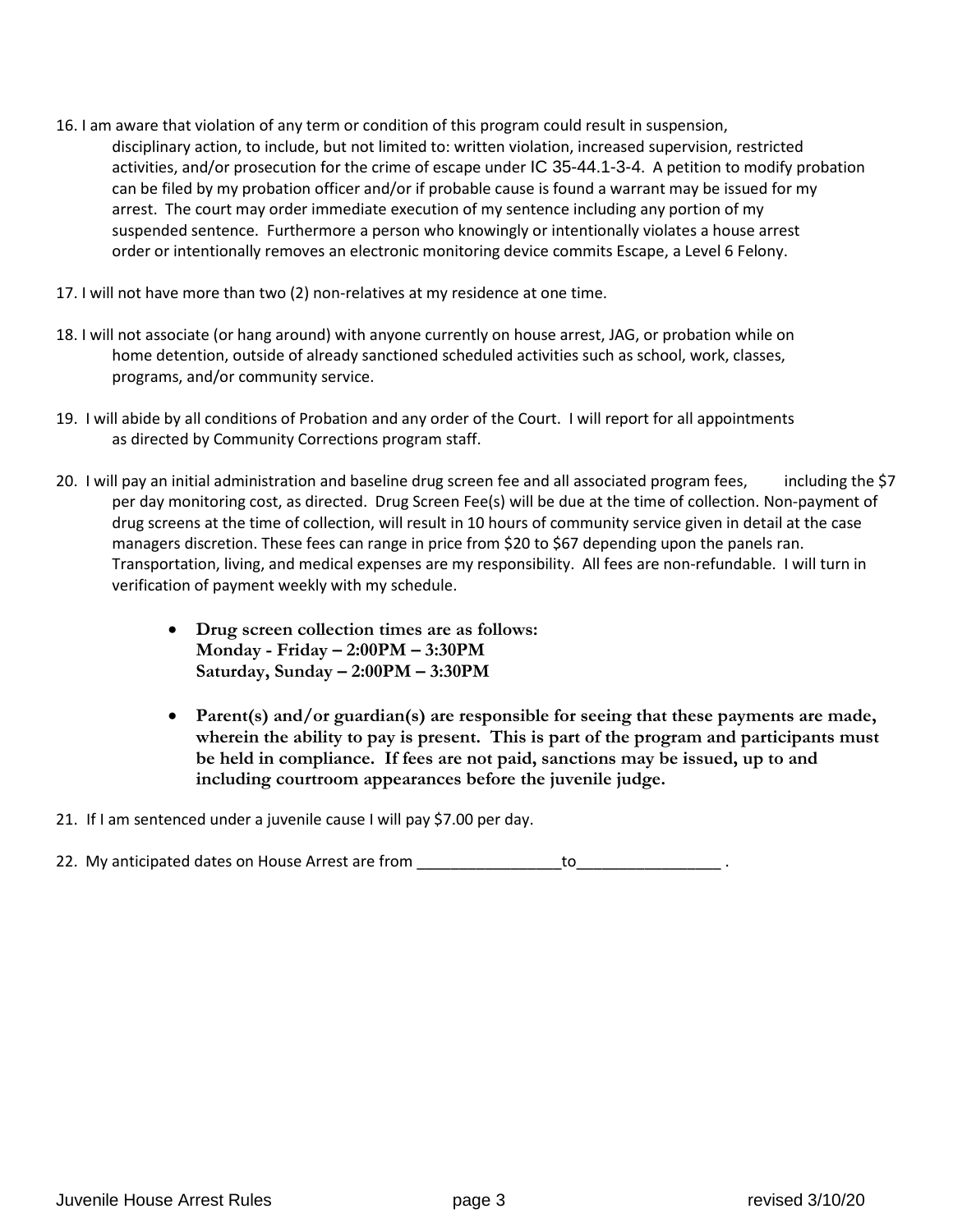16. I am aware that violation of any term or condition of this program could result in suspension, disciplinary action, to include, but not limited to: written violation, increased supervision, restricted activities, and/or prosecution for the crime of escape under IC 35-44.1-3-4. A petition to modify probation can be filed by my probation officer and/or if probable cause is found a warrant may be issued for my arrest. The court may order immediate execution of my sentence including any portion of my suspended sentence. Furthermore a person who knowingly or intentionally violates a house arrest order or intentionally removes an electronic monitoring device commits Escape, a Level 6 Felony.

17. I will not have more than two (2) non-relatives at my residence at one time.

18. I will not associate (or hang around) with anyone currently on house arrest, JAG, or probation while on home detention, outside of already sanctioned scheduled activities such as school, work, classes, programs, and/or community service.

19. I will abide by all conditions of Probation and any order of the Court. I will report for all appointments as directed by Community Corrections program staff.

20. I will pay an initial administration and baseline drug screen fee and all associated program fees, including the $7 per day monitoring cost, as directed. Drug Screen Fee(s) will be due at the time of collection. Non-payment of drug screens at the time of collection, will result in 10 hours of community service given in detail at the case managers discretion. These fees can range in price from $20 to $67 depending upon the panels ran. Transportation, living, and medical expenses are my responsibility. All fees are non-refundable. I will turn in verification of payment weekly with my schedule.

    - **Drug screen collection times are as follows:**
      **Monday - Friday – 2:00PM – 3:30PM**
      **Saturday, Sunday – 2:00PM – 3:30PM**

    - **Parent(s) and/or guardian(s) are responsible for seeing that these payments are made, wherein the ability to pay is present. This is part of the program and participants must be held in compliance. If fees are not paid, sanctions may be issued, up to and including courtroom appearances before the juvenile judge.**

21. If I am sentenced under a juvenile cause I will pay $7.00 per day.

22. My anticipated dates on House Arrest are from _________________to_________________ .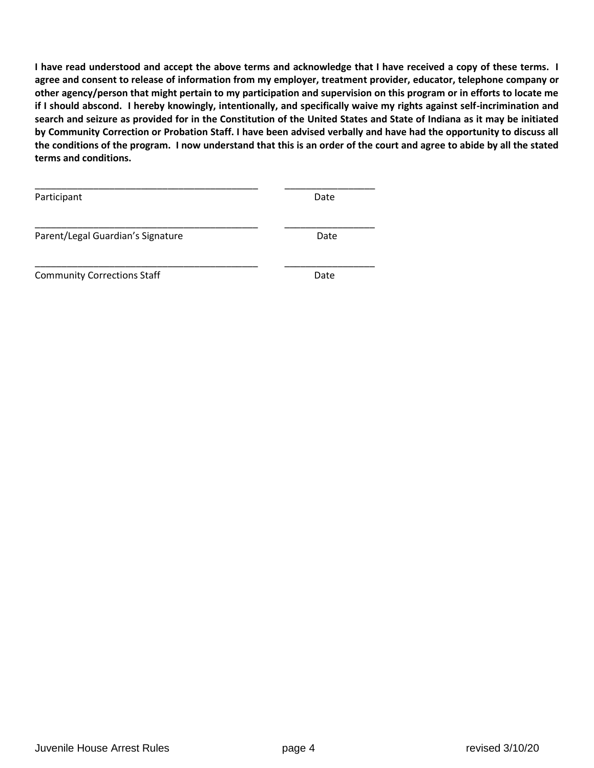**I have read understood and accept the above terms and acknowledge that I have received a copy of these terms. I agree and consent to release of information from my employer, treatment provider, educator, telephone company or other agency/person that might pertain to my participation and supervision on this program or in efforts to locate me if I should abscond. I hereby knowingly, intentionally, and specifically waive my rights against self-incrimination and search and seizure as provided for in the Constitution of the United States and State of Indiana as it may be initiated by Community Correction or Probation Staff. I have been advised verbally and have had the opportunity to discuss all the conditions of the program. I now understand that this is an order of the court and agree to abide by all the stated terms and conditions.**

___________________________________________ _________________

Participant Date

___________________________________________ _________________

Parent/Legal Guardian's Signature Date

___________________________________________ _________________

Community Corrections Staff Date